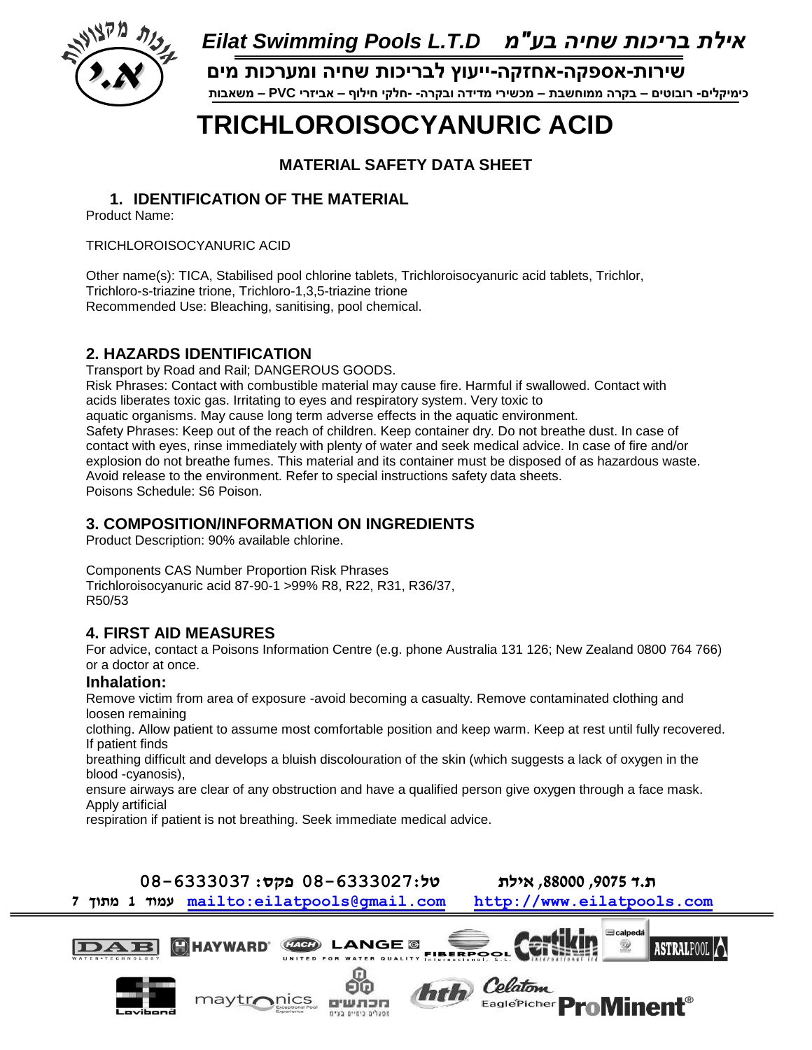# TRICHLOROISOCYANURIC ACID

## MATERIAL SAFETY DATA SHEET

## 1. IDENTIFICATION OF THE MATERIAL

Product Name:

TRICHLOROISOCYANURIC ACID

Other name(s): TICA, Stabilised pool chlorine tablets, Trichloroisocyanuric acid tablets, Trichlor, Trichloro-s-triazine trione, Trichloro-1,3,5-triazine trione
Recommended Use: Bleaching, sanitising, pool chemical.

## 2. HAZARDS IDENTIFICATION

Transport by Road and Rail; DANGEROUS GOODS.
Risk Phrases: Contact with combustible material may cause fire. Harmful if swallowed. Contact with acids liberates toxic gas. Irritating to eyes and respiratory system. Very toxic to aquatic organisms. May cause long term adverse effects in the aquatic environment.
Safety Phrases: Keep out of the reach of children. Keep container dry. Do not breathe dust. In case of contact with eyes, rinse immediately with plenty of water and seek medical advice. In case of fire and/or explosion do not breathe fumes. This material and its container must be disposed of as hazardous waste. Avoid release to the environment. Refer to special instructions safety data sheets.
Poisons Schedule: S6 Poison.

## 3. COMPOSITION/INFORMATION ON INGREDIENTS

Product Description: 90% available chlorine.

| Components | CAS Number | Proportion | Risk Phrases |
| --- | --- | --- | --- |
| Trichloroisocyanuric acid | 87-90-1 | >99% | R8, R22, R31, R36/37, R50/53 |

## 4. FIRST AID MEASURES

For advice, contact a Poisons Information Centre (e.g. phone Australia 131 126; New Zealand 0800 764 766) or a doctor at once.

### Inhalation:

Remove victim from area of exposure -avoid becoming a casualty. Remove contaminated clothing and loosen remaining clothing. Allow patient to assume most comfortable position and keep warm. Keep at rest until fully recovered. If patient finds breathing difficult and develops a bluish discolouration of the skin (which suggests a lack of oxygen in the blood -cyanosis), ensure airways are clear of any obstruction and have a qualified person give oxygen through a face mask. Apply artificial respiration if patient is not breathing. Seek immediate medical advice.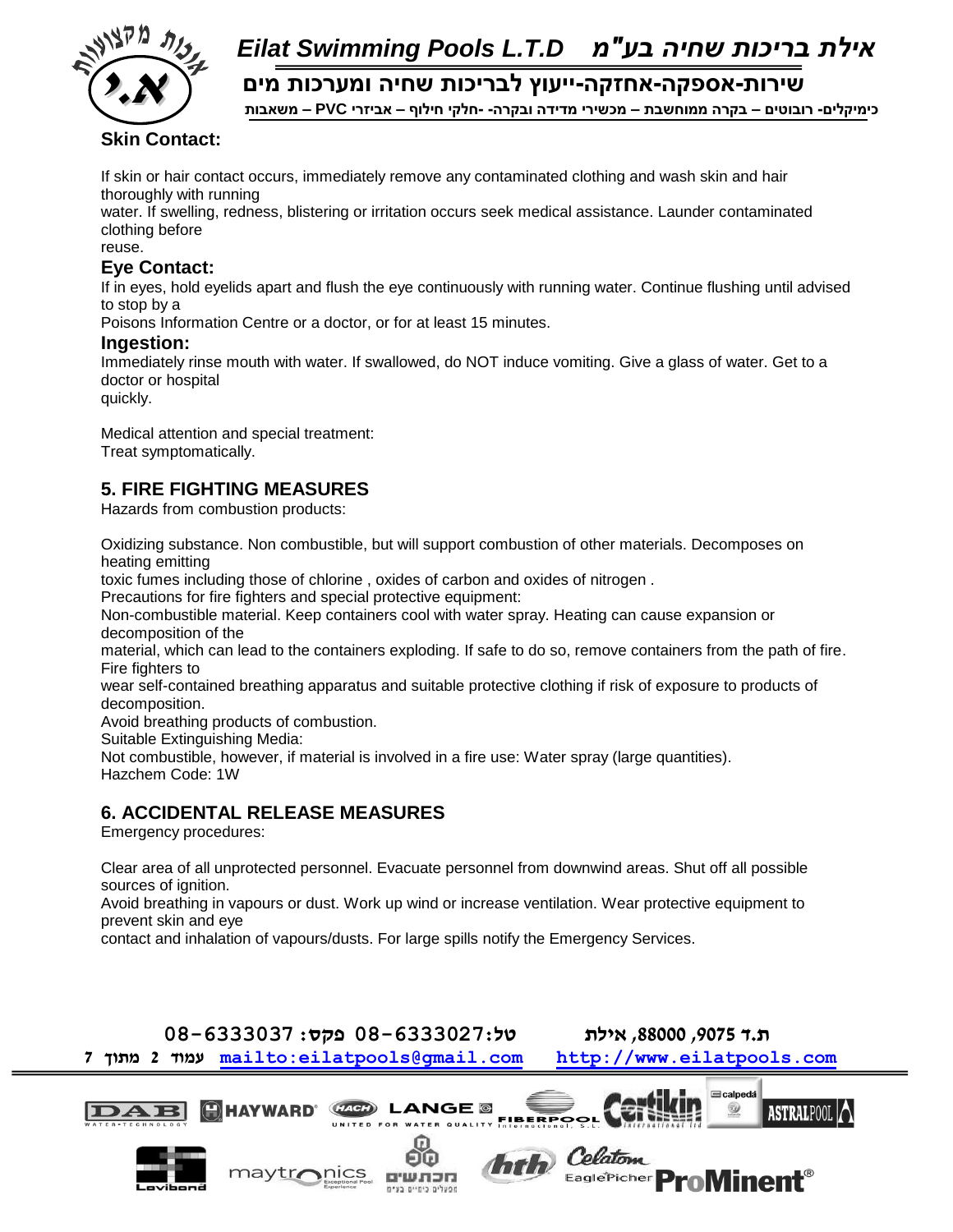**Skin Contact:**

If skin or hair contact occurs, immediately remove any contaminated clothing and wash skin and hair thoroughly with running
water. If swelling, redness, blistering or irritation occurs seek medical assistance. Launder contaminated clothing before
reuse.

**Eye Contact:**

If in eyes, hold eyelids apart and flush the eye continuously with running water. Continue flushing until advised to stop by a
Poisons Information Centre or a doctor, or for at least 15 minutes.

**Ingestion:**

Immediately rinse mouth with water. If swallowed, do NOT induce vomiting. Give a glass of water. Get to a doctor or hospital
quickly.

Medical attention and special treatment:
Treat symptomatically.

## 5. FIRE FIGHTING MEASURES

Hazards from combustion products:

Oxidizing substance. Non combustible, but will support combustion of other materials. Decomposes on heating emitting
toxic fumes including those of chlorine , oxides of carbon and oxides of nitrogen .
Precautions for fire fighters and special protective equipment:
Non-combustible material. Keep containers cool with water spray. Heating can cause expansion or decomposition of the
material, which can lead to the containers exploding. If safe to do so, remove containers from the path of fire. Fire fighters to
wear self-contained breathing apparatus and suitable protective clothing if risk of exposure to products of decomposition.
Avoid breathing products of combustion.
Suitable Extinguishing Media:
Not combustible, however, if material is involved in a fire use: Water spray (large quantities).
Hazchem Code: 1W

## 6. ACCIDENTAL RELEASE MEASURES

Emergency procedures:

Clear area of all unprotected personnel. Evacuate personnel from downwind areas. Shut off all possible sources of ignition.
Avoid breathing in vapours or dust. Work up wind or increase ventilation. Wear protective equipment to prevent skin and eye
contact and inhalation of vapours/dusts. For large spills notify the Emergency Services.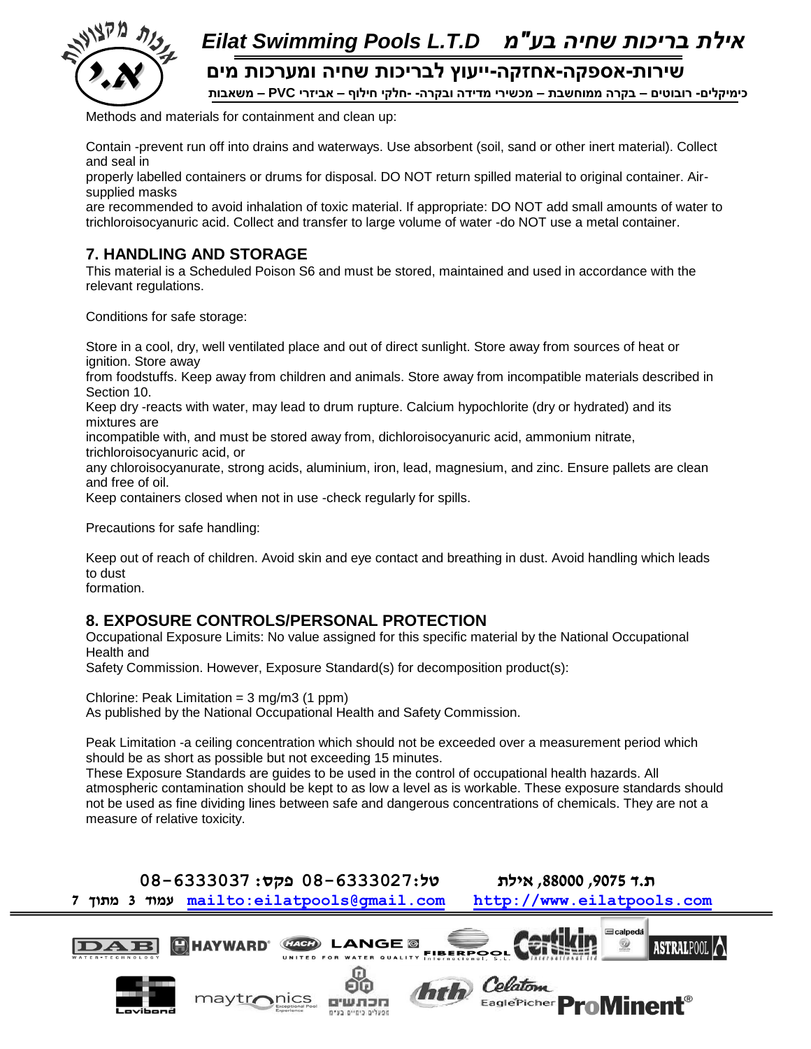Methods and materials for containment and clean up:

Contain -prevent run off into drains and waterways. Use absorbent (soil, sand or other inert material). Collect and seal in
properly labelled containers or drums for disposal. DO NOT return spilled material to original container. Air-supplied masks
are recommended to avoid inhalation of toxic material. If appropriate: DO NOT add small amounts of water to trichloroisocyanuric acid. Collect and transfer to large volume of water -do NOT use a metal container.

## 7. HANDLING AND STORAGE

This material is a Scheduled Poison S6 and must be stored, maintained and used in accordance with the relevant regulations.

Conditions for safe storage:

Store in a cool, dry, well ventilated place and out of direct sunlight. Store away from sources of heat or ignition. Store away
from foodstuffs. Keep away from children and animals. Store away from incompatible materials described in Section 10.
Keep dry -reacts with water, may lead to drum rupture. Calcium hypochlorite (dry or hydrated) and its mixtures are
incompatible with, and must be stored away from, dichloroisocyanuric acid, ammonium nitrate, trichloroisocyanuric acid, or
any chloroisocyanurate, strong acids, aluminium, iron, lead, magnesium, and zinc. Ensure pallets are clean and free of oil.
Keep containers closed when not in use -check regularly for spills.

Precautions for safe handling:

Keep out of reach of children. Avoid skin and eye contact and breathing in dust. Avoid handling which leads to dust
formation.

## 8. EXPOSURE CONTROLS/PERSONAL PROTECTION

Occupational Exposure Limits: No value assigned for this specific material by the National Occupational Health and
Safety Commission. However, Exposure Standard(s) for decomposition product(s):

Chlorine: Peak Limitation = 3 mg/m3 (1 ppm)
As published by the National Occupational Health and Safety Commission.

Peak Limitation -a ceiling concentration which should not be exceeded over a measurement period which should be as short as possible but not exceeding 15 minutes.
These Exposure Standards are guides to be used in the control of occupational health hazards. All atmospheric contamination should be kept to as low a level as is workable. These exposure standards should not be used as fine dividing lines between safe and dangerous concentrations of chemicals. They are not a measure of relative toxicity.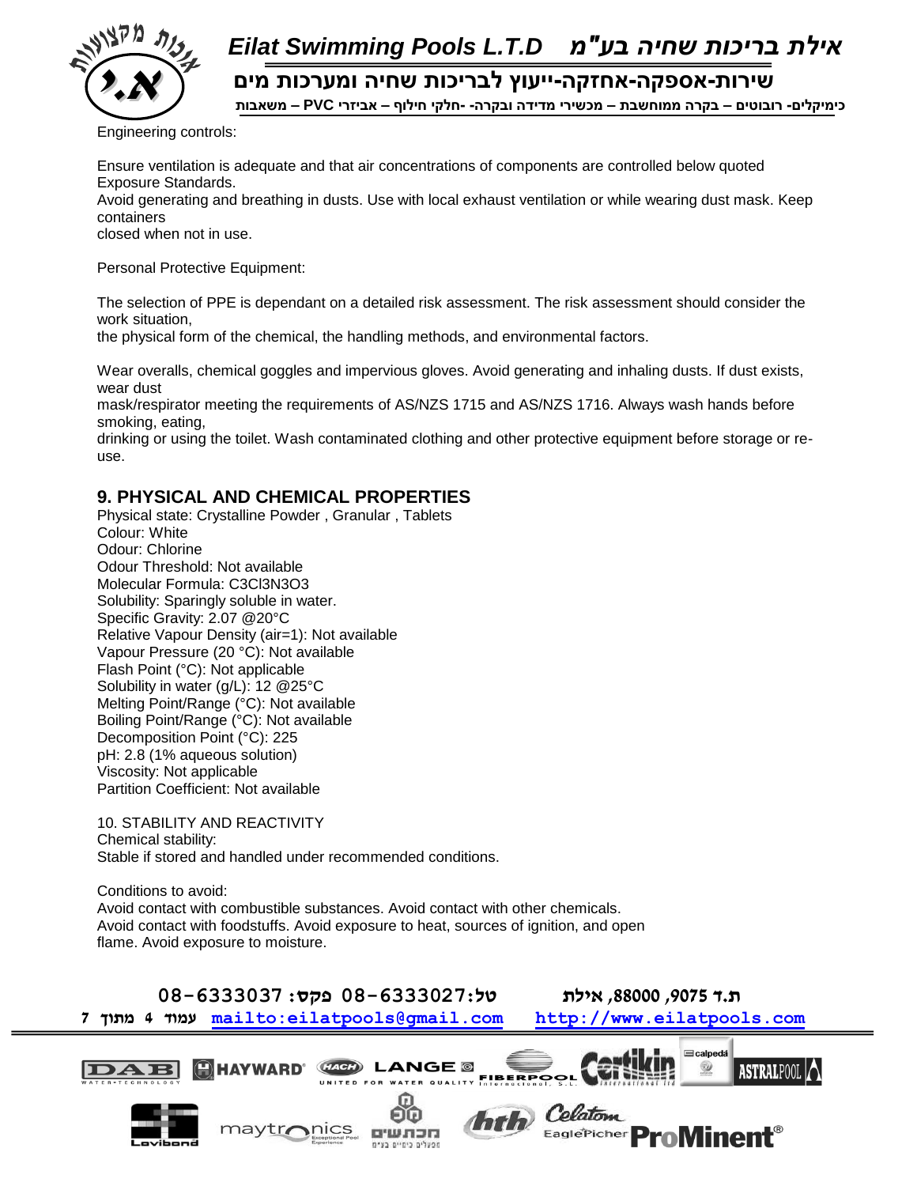Engineering controls:

Ensure ventilation is adequate and that air concentrations of components are controlled below quoted Exposure Standards.
Avoid generating and breathing in dusts. Use with local exhaust ventilation or while wearing dust mask. Keep containers
closed when not in use.

Personal Protective Equipment:

The selection of PPE is dependant on a detailed risk assessment. The risk assessment should consider the work situation,
the physical form of the chemical, the handling methods, and environmental factors.

Wear overalls, chemical goggles and impervious gloves. Avoid generating and inhaling dusts. If dust exists, wear dust
mask/respirator meeting the requirements of AS/NZS 1715 and AS/NZS 1716. Always wash hands before smoking, eating,
drinking or using the toilet. Wash contaminated clothing and other protective equipment before storage or re-use.

## 9. PHYSICAL AND CHEMICAL PROPERTIES

Physical state: Crystalline Powder , Granular , Tablets
Colour: White
Odour: Chlorine
Odour Threshold: Not available
Molecular Formula: $C_3Cl_3N_3O_3$
Solubility: Sparingly soluble in water.
Specific Gravity: 2.07 @20°C
Relative Vapour Density (air=1): Not available
Vapour Pressure (20 °C): Not available
Flash Point (°C): Not applicable
Solubility in water (g/L): 12 @25°C
Melting Point/Range (°C): Not available
Boiling Point/Range (°C): Not available
Decomposition Point (°C): 225
pH: 2.8 (1% aqueous solution)
Viscosity: Not applicable
Partition Coefficient: Not available

10. STABILITY AND REACTIVITY
Chemical stability:
Stable if stored and handled under recommended conditions.

Conditions to avoid:
Avoid contact with combustible substances. Avoid contact with other chemicals.
Avoid contact with foodstuffs. Avoid exposure to heat, sources of ignition, and open
flame. Avoid exposure to moisture.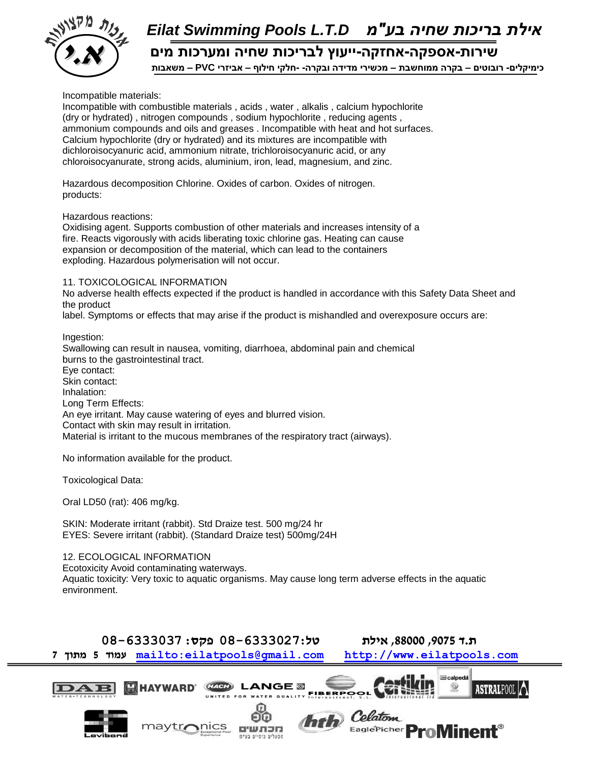Incompatible materials:
Incompatible with combustible materials , acids , water , alkalis , calcium hypochlorite (dry or hydrated) , nitrogen compounds , sodium hypochlorite , reducing agents , ammonium compounds and oils and greases . Incompatible with heat and hot surfaces. Calcium hypochlorite (dry or hydrated) and its mixtures are incompatible with dichloroisocyanuric acid, ammonium nitrate, trichloroisocyanuric acid, or any chloroisocyanurate, strong acids, aluminium, iron, lead, magnesium, and zinc.

Hazardous decomposition products: Chlorine. Oxides of carbon. Oxides of nitrogen.

Hazardous reactions:
Oxidising agent. Supports combustion of other materials and increases intensity of a fire. Reacts vigorously with acids liberating toxic chlorine gas. Heating can cause expansion or decomposition of the material, which can lead to the containers exploding. Hazardous polymerisation will not occur.

## 11. TOXICOLOGICAL INFORMATION

No adverse health effects expected if the product is handled in accordance with this Safety Data Sheet and the product
label. Symptoms or effects that may arise if the product is mishandled and overexposure occurs are:

Ingestion:
Swallowing can result in nausea, vomiting, diarrhoea, abdominal pain and chemical burns to the gastrointestinal tract.
Eye contact:
Skin contact:
Inhalation:
Long Term Effects:
An eye irritant. May cause watering of eyes and blurred vision.
Contact with skin may result in irritation.
Material is irritant to the mucous membranes of the respiratory tract (airways).

No information available for the product.

Toxicological Data:

Oral LD50 (rat): 406 mg/kg.

SKIN: Moderate irritant (rabbit). Std Draize test. 500 mg/24 hr
EYES: Severe irritant (rabbit). (Standard Draize test) 500mg/24H

## 12. ECOLOGICAL INFORMATION

Ecotoxicity Avoid contaminating waterways.
Aquatic toxicity: Very toxic to aquatic organisms. May cause long term adverse effects in the aquatic environment.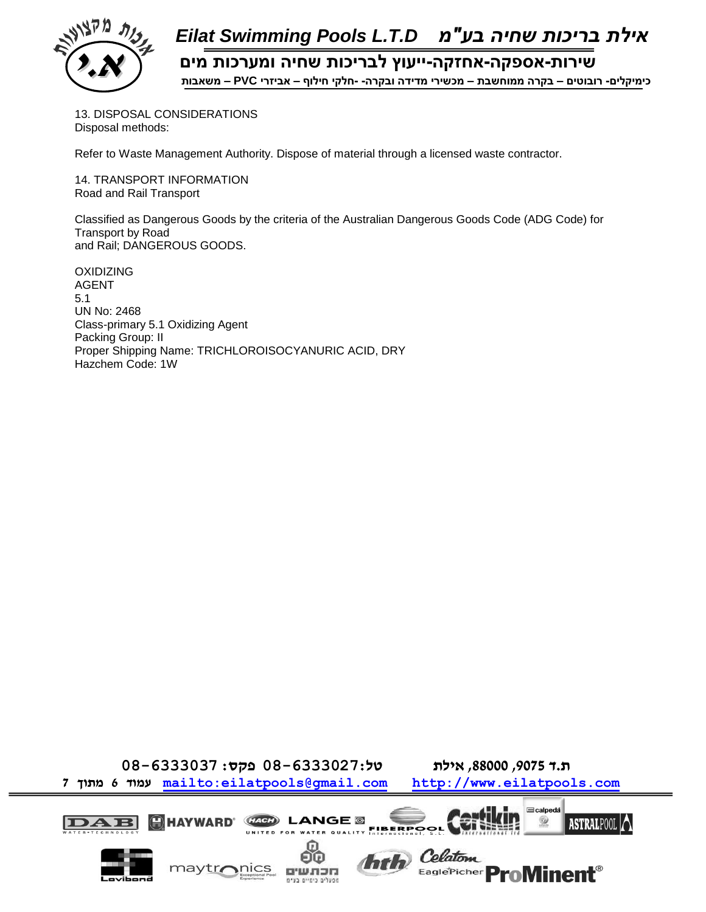13. DISPOSAL CONSIDERATIONS
Disposal methods:

Refer to Waste Management Authority. Dispose of material through a licensed waste contractor.

14. TRANSPORT INFORMATION
Road and Rail Transport

Classified as Dangerous Goods by the criteria of the Australian Dangerous Goods Code (ADG Code) for Transport by Road
and Rail; DANGEROUS GOODS.

OXIDIZING
AGENT
5.1
UN No: 2468
Class-primary 5.1 Oxidizing Agent
Packing Group: II
Proper Shipping Name: TRICHLOROISOCYANURIC ACID, DRY
Hazchem Code: 1W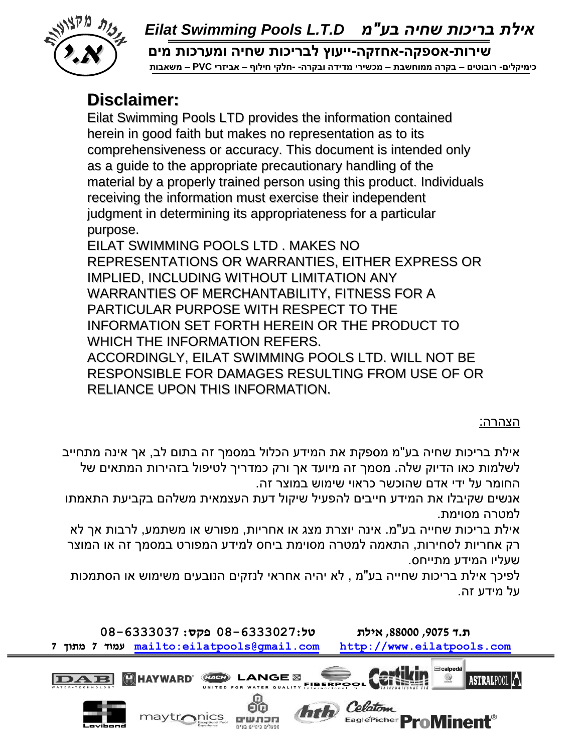# Disclaimer:

Eilat Swimming Pools LTD provides the information contained herein in good faith but makes no representation as to its comprehensiveness or accuracy. This document is intended only as a guide to the appropriate precautionary handling of the material by a properly trained person using this product. Individuals receiving the information must exercise their independent judgment in determining its appropriateness for a particular purpose.

EILAT SWIMMING POOLS LTD . MAKES NO REPRESENTATIONS OR WARRANTIES, EITHER EXPRESS OR IMPLIED, INCLUDING WITHOUT LIMITATION ANY WARRANTIES OF MERCHANTABILITY, FITNESS FOR A PARTICULAR PURPOSE WITH RESPECT TO THE INFORMATION SET FORTH HEREIN OR THE PRODUCT TO WHICH THE INFORMATION REFERS.

ACCORDINGLY, EILAT SWIMMING POOLS LTD. WILL NOT BE RESPONSIBLE FOR DAMAGES RESULTING FROM USE OF OR RELIANCE UPON THIS INFORMATION.

הצהרה:

אילת בריכות שחיה בע"מ מספקת את המידע הכלול במסמך זה בתום לב, אך אינה מתחייב לשלמות כאו הדיוק שלה. מסמך זה מיועד אך ורק כמדריך לטיפול בזהירות המתאים של החומר על ידי אדם שהוכשר כראוי שימוש במוצר זה.

אנשים שקיבלו את המידע חייבים להפעיל שיקול דעת העצמאית משלהם בקביעת התאמתו למטרה מסוימת.

אילת בריכות שחייה בע"מ. אינה יוצרת מצג או אחריות, מפורש או משתמע, לרבות אך לא רק אחריות לסחירות, התאמה למטרה מסוימת ביחס למידע המפורט במסמך זה או המוצר שעליו המידע מתייחס.

לפיכך אילת בריכות שחייה בע"מ , לא יהיה אחראי לנזקים הנובעים משימוש או הסתמכות על מידע זה.